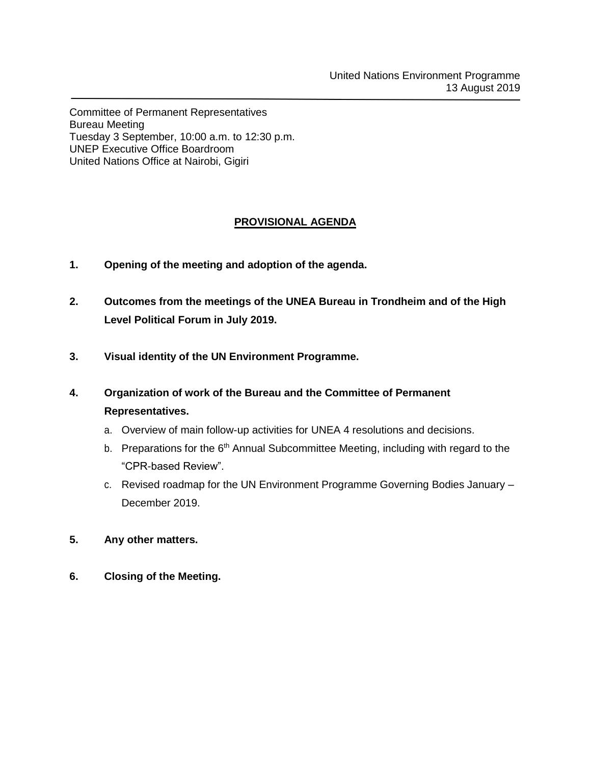United Nations Environment Programme
13 August 2019

---

Committee of Permanent Representatives
Bureau Meeting
Tuesday 3 September, 10:00 a.m. to 12:30 p.m.
UNEP Executive Office Boardroom
United Nations Office at Nairobi, Gigiri

## PROVISIONAL AGENDA

**1. Opening of the meeting and adoption of the agenda.**

**2. Outcomes from the meetings of the UNEA Bureau in Trondheim and of the High Level Political Forum in July 2019.**

**3. Visual identity of the UN Environment Programme.**

**4. Organization of work of the Bureau and the Committee of Permanent Representatives.**

   a. Overview of main follow-up activities for UNEA 4 resolutions and decisions.
   b. Preparations for the 6th Annual Subcommittee Meeting, including with regard to the "CPR-based Review".
   c. Revised roadmap for the UN Environment Programme Governing Bodies January – December 2019.

**5. Any other matters.**

**6. Closing of the Meeting.**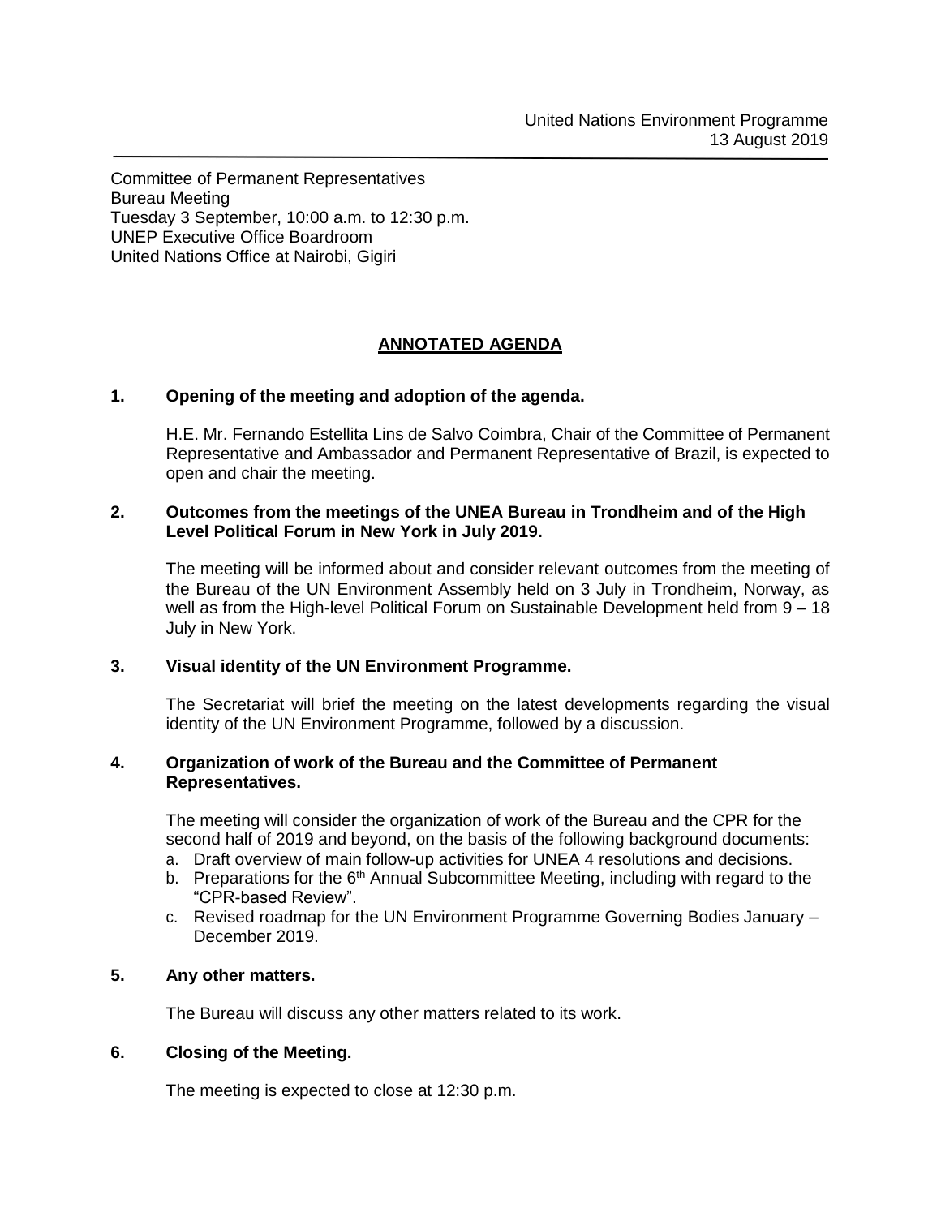United Nations Environment Programme
13 August 2019

Committee of Permanent Representatives
Bureau Meeting
Tuesday 3 September, 10:00 a.m. to 12:30 p.m.
UNEP Executive Office Boardroom
United Nations Office at Nairobi, Gigiri

## ANNOTATED AGENDA

**1. Opening of the meeting and adoption of the agenda.**

H.E. Mr. Fernando Estellita Lins de Salvo Coimbra, Chair of the Committee of Permanent Representative and Ambassador and Permanent Representative of Brazil, is expected to open and chair the meeting.

**2. Outcomes from the meetings of the UNEA Bureau in Trondheim and of the High Level Political Forum in New York in July 2019.**

The meeting will be informed about and consider relevant outcomes from the meeting of the Bureau of the UN Environment Assembly held on 3 July in Trondheim, Norway, as well as from the High-level Political Forum on Sustainable Development held from 9 – 18 July in New York.

**3. Visual identity of the UN Environment Programme.**

The Secretariat will brief the meeting on the latest developments regarding the visual identity of the UN Environment Programme, followed by a discussion.

**4. Organization of work of the Bureau and the Committee of Permanent Representatives.**

The meeting will consider the organization of work of the Bureau and the CPR for the second half of 2019 and beyond, on the basis of the following background documents:

a. Draft overview of main follow-up activities for UNEA 4 resolutions and decisions.
b. Preparations for the 6th Annual Subcommittee Meeting, including with regard to the "CPR-based Review".
c. Revised roadmap for the UN Environment Programme Governing Bodies January – December 2019.

**5. Any other matters.**

The Bureau will discuss any other matters related to its work.

**6. Closing of the Meeting.**

The meeting is expected to close at 12:30 p.m.